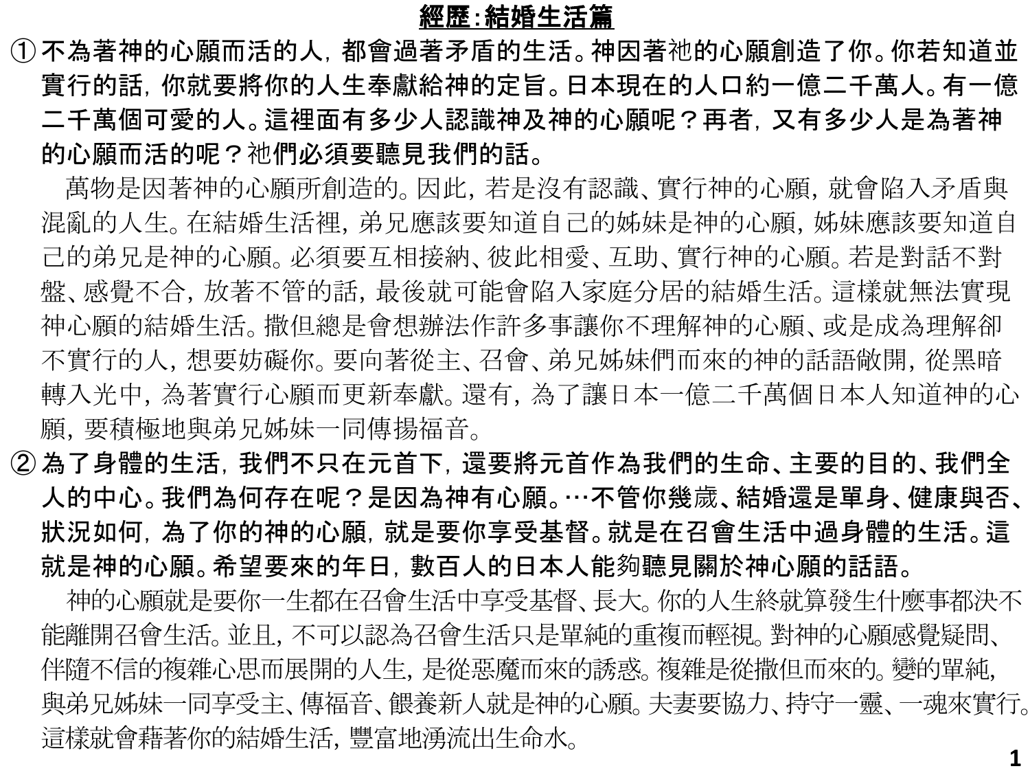# 經歷:結婚生活篇

① **不為著神的心願而活的人，都會過著矛盾的生活。神因著祂的心願創造了你。你若知道並實行的話，你就要將你的人生奉獻給神的定旨。日本現在的人口約一億二千萬人。有一億二千萬個可愛的人。這裡面有多少人認識神及神的心願呢？再者，又有多少人是為著神的心願而活的呢？祂們必須要聽見我們的話。**

萬物是因著神的心願所創造的。因此，若是沒有認識、實行神的心願，就會陷入矛盾與混亂的人生。在結婚生活裡，弟兄應該要知道自己的姊妹是神的心願，姊妹應該要知道自己的弟兄是神的心願。必須要互相接納、彼此相愛、互助、實行神的心願。若是對話不對盤、感覺不合，放著不管的話，最後就可能會陷入家庭分居的結婚生活。這樣就無法實現神心願的結婚生活。撒但總是會想辦法作許多事讓你不理解神的心願、或是成為理解卻不實行的人，想要妨礙你。要向著從主、召會、弟兄姊妹們而來的神的話語敞開，從黑暗轉入光中，為著實行心願而更新奉獻。還有，為了讓日本一億二千萬個日本人知道神的心願，要積極地與弟兄姊妹一同傳揚福音。

② **為了身體的生活，我們不只在元首下，還要將元首作為我們的生命、主要的目的、我們全人的中心。我們為何存在呢？是因為神有心願。…不管你幾歲、結婚還是單身、健康與否、狀況如何，為了你的神的心願，就是要你享受基督。就是在召會生活中過身體的生活。這就是神的心願。希望要來的年日，數百人的日本人能夠聽見關於神心願的話語。**

神的心願就是要你一生都在召會生活中享受基督、長大。你的人生終就算發生什麼事都決不能離開召會生活。並且，不可以認為召會生活只是單純的重複而輕視。對神的心願感覺疑問、伴隨不信的複雜心思而展開的人生，是從惡魔而來的誘惑。複雜是從撒但而來的。變的單純，與弟兄姊妹一同享受主、傳福音、餵養新人就是神的心願。夫妻要協力、持守一靈、一魂來實行。這樣就會藉著你的結婚生活，豐富地湧流出生命水。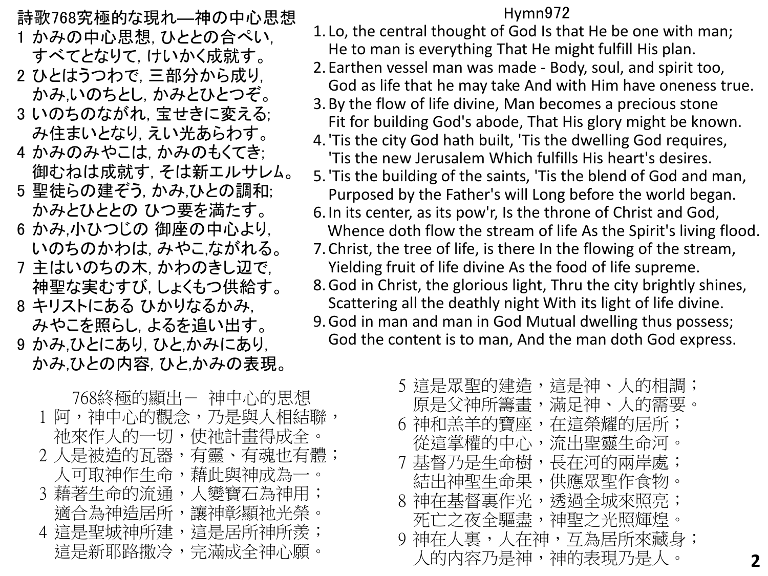## 詩歌768究極的な現れ―神の中心思想

1 かみの中心思想, ひととの合ぺい,
すべてとなりて, けいかく成就す。
2 ひとはうつわで, 三部分から成り,
かみ,いのちとし, かみとひとつぞ。
3 いのちのながれ, 宝せきに変える;
み住まいとなり, えい光あらわす。
4 かみのみやこは, かみのもくてき;
御むねは成就す, そは新エルサレム。
5 聖徒らの建ぞう, かみ,ひとの調和;
かみとひととの ひつ要を満たす。
6 かみ,小ひつじの 御座の中心より,
いのちのかわは, みやこ,ながれる。
7 主はいのちの木, かわのきし辺で,
神聖な実むすび, しょくもつ供給す。
8 キリストにある ひかりなるかみ,
みやこを照らし, よるを追い出す。
9 かみ,ひとにあり, ひと,かみにあり,
かみ,ひとの内容, ひと,かみの表現。

## Hymn972

1. Lo, the central thought of God Is that He be one with man;
He to man is everything That He might fulfill His plan.
2. Earthen vessel man was made - Body, soul, and spirit too,
God as life that he may take And with Him have oneness true.
3. By the flow of life divine, Man becomes a precious stone
Fit for building God's abode, That His glory might be known.
4. 'Tis the city God hath built, 'Tis the dwelling God requires,
'Tis the new Jerusalem Which fulfills His heart's desires.
5. 'Tis the building of the saints, 'Tis the blend of God and man,
Purposed by the Father's will Long before the world began.
6. In its center, as its pow'r, Is the throne of Christ and God,
Whence doth flow the stream of life As the Spirit's living flood.
7. Christ, the tree of life, is there In the flowing of the stream,
Yielding fruit of life divine As the food of life supreme.
8. God in Christ, the glorious light, Thru the city brightly shines,
Scattering all the deathly night With its light of life divine.
9. God in man and man in God Mutual dwelling thus possess;
God the content is to man, And the man doth God express.

## 768終極的顯出－ 神中心的思想

1 阿，神中心的觀念，乃是與人相結聯，
祂來作人的一切，使祂計畫得成全。
2 人是被造的瓦器，有靈、有魂也有體；
人可取神作生命，藉此與神成為一。
3 藉著生命的流通，人變寶石為神用；
適合為神造居所，讓神彰顯祂光榮。
4 這是聖城神所建，這是居所神所羨；
這是新耶路撒冷，完滿成全神心願。
5 這是眾聖的建造，這是神、人的相調；
原是父神所籌畫，滿足神、人的需要。
6 神和羔羊的寶座，在這榮耀的居所；
從這掌權的中心，流出聖靈生命河。
7 基督乃是生命樹，長在河的兩岸處；
結出神聖生命果，供應眾聖作食物。
8 神在基督裏作光，透過全城來照亮；
死亡之夜全驅盡，神聖之光照輝煌。
9 神在人裏，人在神，互為居所來藏身；
人的內容乃是神，神的表現乃是人。